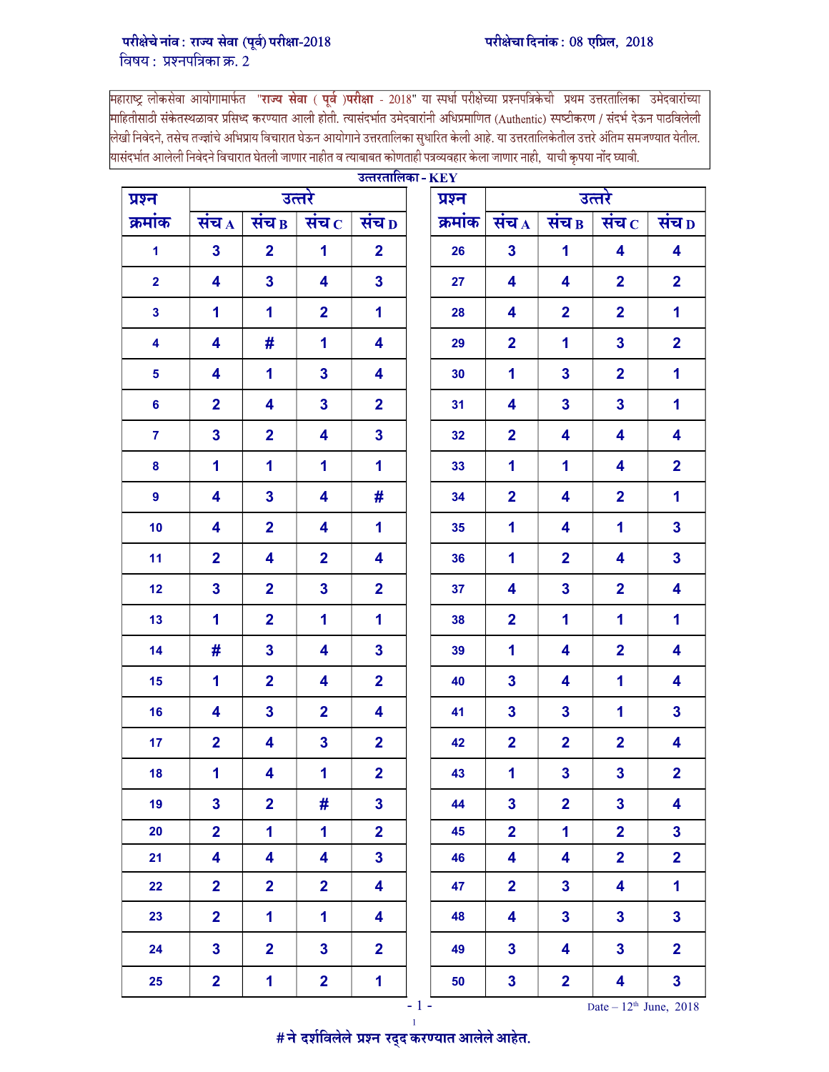परीक्षेचे नांव : राज्य सेवा (पूर्व) परीक्षा-2018 परीक्षेचा दिनांक : 08 एप्रिल, 2018

विषय : प्रश्नपत्रिका क्र. 2

महाराष्ट्र लोकसेवा आयोगामार्फत "**राज्य सेवा ( पूर्व )परीक्षा** - 2018" या स्पर्धा परीक्षेच्या प्रश्नपत्रिकेची प्रथम उत्तरतालिका उमेदवारांच्या माहितीसाठी संकेतस्थळावर प्रसिध्द करण्यात आली होती. त्यासंदर्भात उमेदवारांनी अधिप्रमाणित (Authentic) स्पष्टीकरण / संदर्भ देऊन पाठविलेली लेखी निवेदने, तसेच तज्ज्ञांचे अभिप्राय विचारात घेऊन आयोगाने उत्तरतालिका सुधारित केली आहे. या उत्तरतालिकेतील उत्तरे अंतिम समजण्यात येतील. यासंदर्भात आलेली निवेदने विचारात घेतली जाणार नाहीत व त्याबाबत कोणताही पत्रव्यवहार केला जाणार नाही, याची कृपया नोंद घ्यावी.

**उत्तरतालिका - KEY**

| प्रश्न क्रमांक | उत्तरे संच A | संच B | संच C | संच D | प्रश्न क्रमांक | उत्तरे संच A | संच B | संच C | संच D |
|---|---|---|---|---|---|---|---|---|---|
| 1 | 3 | 2 | 1 | 2 | 26 | 3 | 1 | 4 | 4 |
| 2 | 4 | 3 | 4 | 3 | 27 | 4 | 4 | 2 | 2 |
| 3 | 1 | 1 | 2 | 1 | 28 | 4 | 2 | 2 | 1 |
| 4 | 4 | # | 1 | 4 | 29 | 2 | 1 | 3 | 2 |
| 5 | 4 | 1 | 3 | 4 | 30 | 1 | 3 | 2 | 1 |
| 6 | 2 | 4 | 3 | 2 | 31 | 4 | 3 | 3 | 1 |
| 7 | 3 | 2 | 4 | 3 | 32 | 2 | 4 | 4 | 4 |
| 8 | 1 | 1 | 1 | 1 | 33 | 1 | 1 | 4 | 2 |
| 9 | 4 | 3 | 4 | # | 34 | 2 | 4 | 2 | 1 |
| 10 | 4 | 2 | 4 | 1 | 35 | 1 | 4 | 1 | 3 |
| 11 | 2 | 4 | 2 | 4 | 36 | 1 | 2 | 4 | 3 |
| 12 | 3 | 2 | 3 | 2 | 37 | 4 | 3 | 2 | 4 |
| 13 | 1 | 2 | 1 | 1 | 38 | 2 | 1 | 1 | 1 |
| 14 | # | 3 | 4 | 3 | 39 | 1 | 4 | 2 | 4 |
| 15 | 1 | 2 | 4 | 2 | 40 | 3 | 4 | 1 | 4 |
| 16 | 4 | 3 | 2 | 4 | 41 | 3 | 3 | 1 | 3 |
| 17 | 2 | 4 | 3 | 2 | 42 | 2 | 2 | 2 | 4 |
| 18 | 1 | 4 | 1 | 2 | 43 | 1 | 3 | 3 | 2 |
| 19 | 3 | 2 | # | 3 | 44 | 3 | 2 | 3 | 4 |
| 20 | 2 | 1 | 1 | 2 | 45 | 2 | 1 | 2 | 3 |
| 21 | 4 | 4 | 4 | 3 | 46 | 4 | 4 | 2 | 2 |
| 22 | 2 | 2 | 2 | 4 | 47 | 2 | 3 | 4 | 1 |
| 23 | 2 | 1 | 1 | 4 | 48 | 4 | 3 | 3 | 3 |
| 24 | 3 | 2 | 3 | 2 | 49 | 3 | 4 | 3 | 2 |
| 25 | 2 | 1 | 2 | 1 | 50 | 3 | 2 | 4 | 3 |

Date – 12th June, 2018

**# ने दर्शविलेले प्रश्न रद्द करण्यात आलेले आहेत.**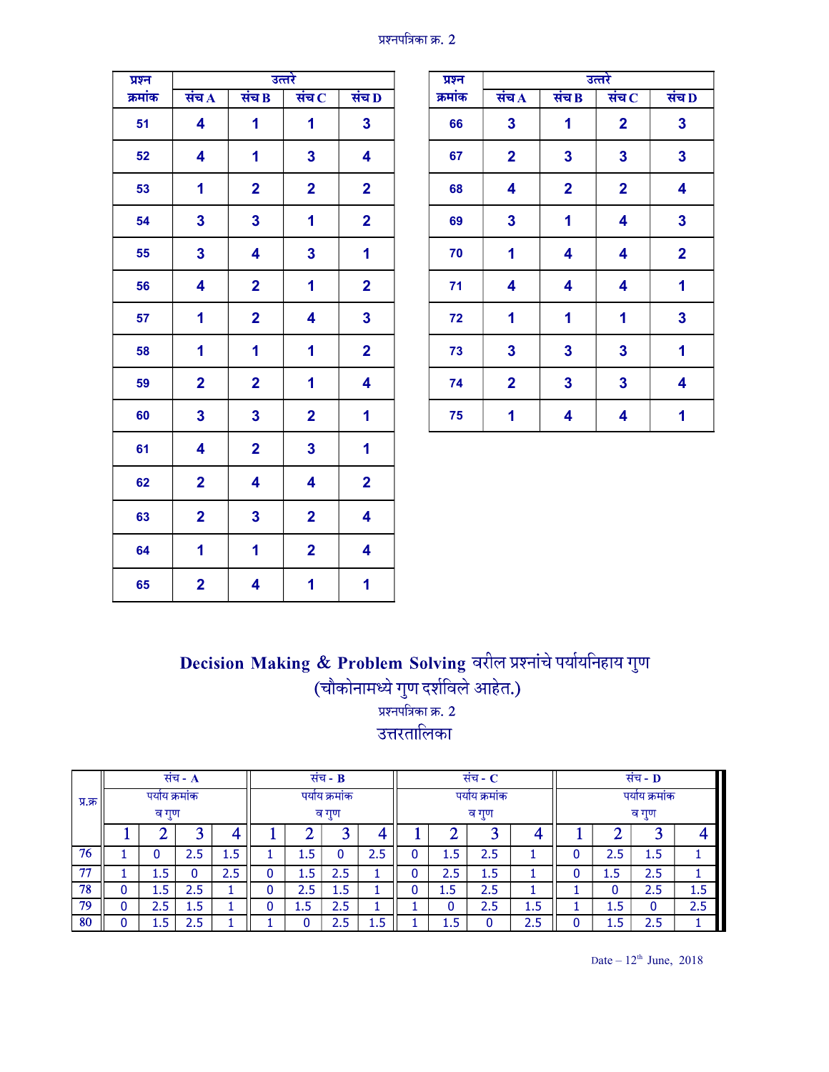| प्रश्न क्रमांक | उत्तरे | | | |
|---|---|---|---|---|
| | संच A | संच B | संच C | संच D |
| 51 | 4 | 1 | 1 | 3 |
| 52 | 4 | 1 | 3 | 4 |
| 53 | 1 | 2 | 2 | 2 |
| 54 | 3 | 3 | 1 | 2 |
| 55 | 3 | 4 | 3 | 1 |
| 56 | 4 | 2 | 1 | 2 |
| 57 | 1 | 2 | 4 | 3 |
| 58 | 1 | 1 | 1 | 2 |
| 59 | 2 | 2 | 1 | 4 |
| 60 | 3 | 3 | 2 | 1 |
| 61 | 4 | 2 | 3 | 1 |
| 62 | 2 | 4 | 4 | 2 |
| 63 | 2 | 3 | 2 | 4 |
| 64 | 1 | 1 | 2 | 4 |
| 65 | 2 | 4 | 1 | 1 |

| प्रश्न क्रमांक | उत्तरे | | | |
|---|---|---|---|---|
| | संच A | संच B | संच C | संच D |
| 66 | 3 | 1 | 2 | 3 |
| 67 | 2 | 3 | 3 | 3 |
| 68 | 4 | 2 | 2 | 4 |
| 69 | 3 | 1 | 4 | 3 |
| 70 | 1 | 4 | 4 | 2 |
| 71 | 4 | 4 | 4 | 1 |
| 72 | 1 | 1 | 1 | 3 |
| 73 | 3 | 3 | 3 | 1 |
| 74 | 2 | 3 | 3 | 4 |
| 75 | 1 | 4 | 4 | 1 |

## Decision Making & Problem Solving वरील प्रश्नांचे पर्यायनिहाय गुण

(चौकोनामध्ये गुण दर्शविले आहेत.)

प्रश्नपत्रिका क्र. 2

उत्तरतालिका

| प्र.क्र | संच - A पर्याय क्रमांक व गुण | | | | संच - B पर्याय क्रमांक व गुण | | | | संच - C पर्याय क्रमांक व गुण | | | | संच - D पर्याय क्रमांक व गुण | | | |
|---|---|---|---|---|---|---|---|---|---|---|---|---|---|---|---|---|
| | 1 | 2 | 3 | 4 | 1 | 2 | 3 | 4 | 1 | 2 | 3 | 4 | 1 | 2 | 3 | 4 |
| 76 | 1 | 0 | 2.5 | 1.5 | 1 | 1.5 | 0 | 2.5 | 0 | 1.5 | 2.5 | 1 | 0 | 2.5 | 1.5 | 1 |
| 77 | 1 | 1.5 | 0 | 2.5 | 0 | 1.5 | 2.5 | 1 | 0 | 2.5 | 1.5 | 1 | 0 | 1.5 | 2.5 | 1 |
| 78 | 0 | 1.5 | 2.5 | 1 | 0 | 2.5 | 1.5 | 1 | 0 | 1.5 | 2.5 | 1 | 1 | 0 | 2.5 | 1.5 |
| 79 | 0 | 2.5 | 1.5 | 1 | 0 | 1.5 | 2.5 | 1 | 1 | 0 | 2.5 | 1.5 | 1 | 1.5 | 0 | 2.5 |
| 80 | 0 | 1.5 | 2.5 | 1 | 1 | 0 | 2.5 | 1.5 | 1 | 1.5 | 0 | 2.5 | 0 | 1.5 | 2.5 | 1 |

Date – 12th June, 2018